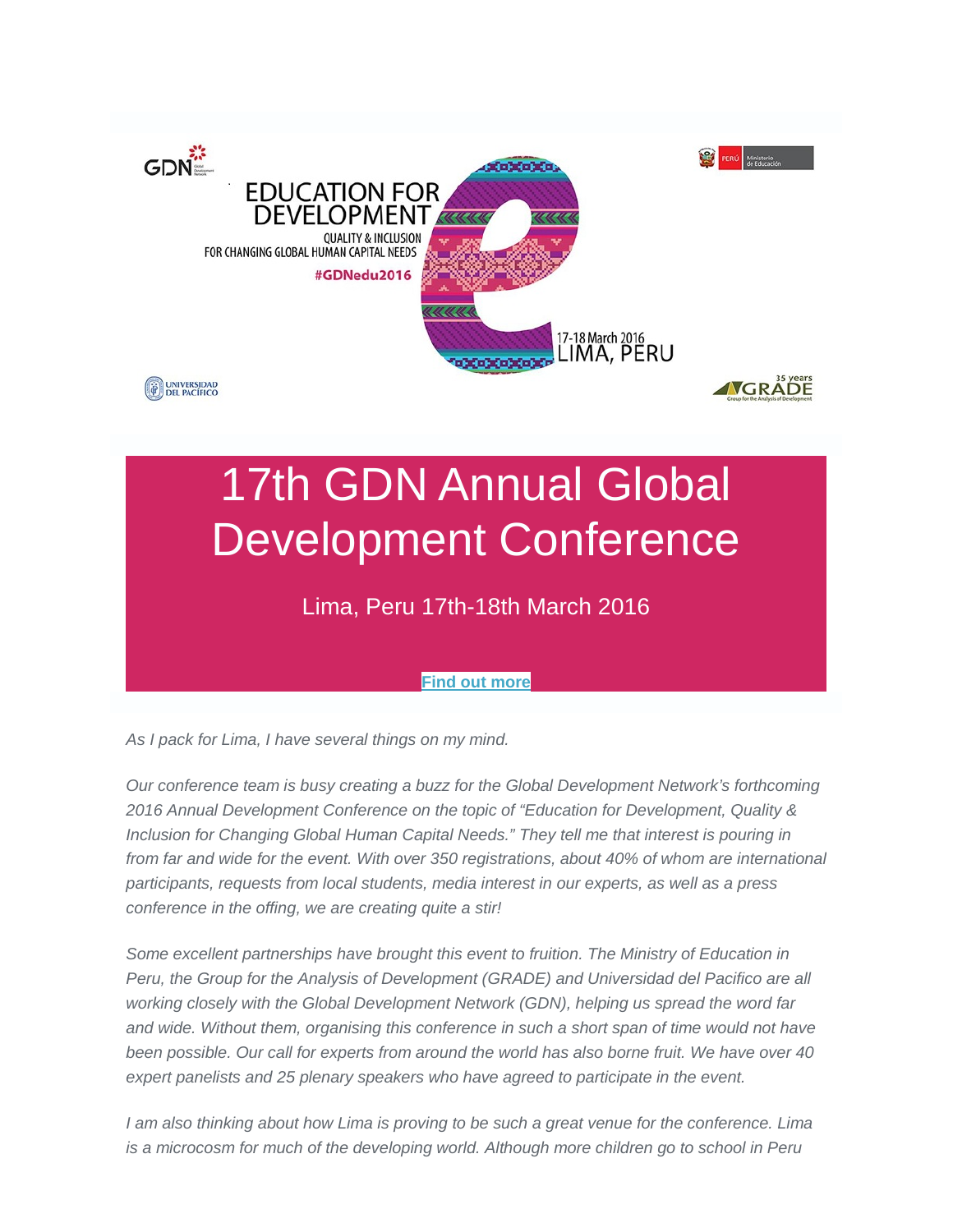GDN

EDUCATION FOR DEVELOPMENT

QUALITY & INCLUSION FOR CHANGING GLOBAL HUMAN CAPITAL NEEDS

#GDNedu2016

17-18 March 2016 LIMA, PERU

PERÚ Ministerio de Educación

UNIVERSIDAD DEL PACÍFICO

35 years GRADE Group for the Analysis of Development

# 17th GDN Annual Global Development Conference

Lima, Peru 17th-18th March 2016

**Find out more**

*As I pack for Lima, I have several things on my mind.*

*Our conference team is busy creating a buzz for the Global Development Network's forthcoming 2016 Annual Development Conference on the topic of "Education for Development, Quality & Inclusion for Changing Global Human Capital Needs." They tell me that interest is pouring in from far and wide for the event. With over 350 registrations, about 40% of whom are international participants, requests from local students, media interest in our experts, as well as a press conference in the offing, we are creating quite a stir!*

*Some excellent partnerships have brought this event to fruition. The Ministry of Education in Peru, the Group for the Analysis of Development (GRADE) and Universidad del Pacifico are all working closely with the Global Development Network (GDN), helping us spread the word far and wide. Without them, organising this conference in such a short span of time would not have been possible. Our call for experts from around the world has also borne fruit. We have over 40 expert panelists and 25 plenary speakers who have agreed to participate in the event.*

*I am also thinking about how Lima is proving to be such a great venue for the conference. Lima is a microcosm for much of the developing world. Although more children go to school in Peru*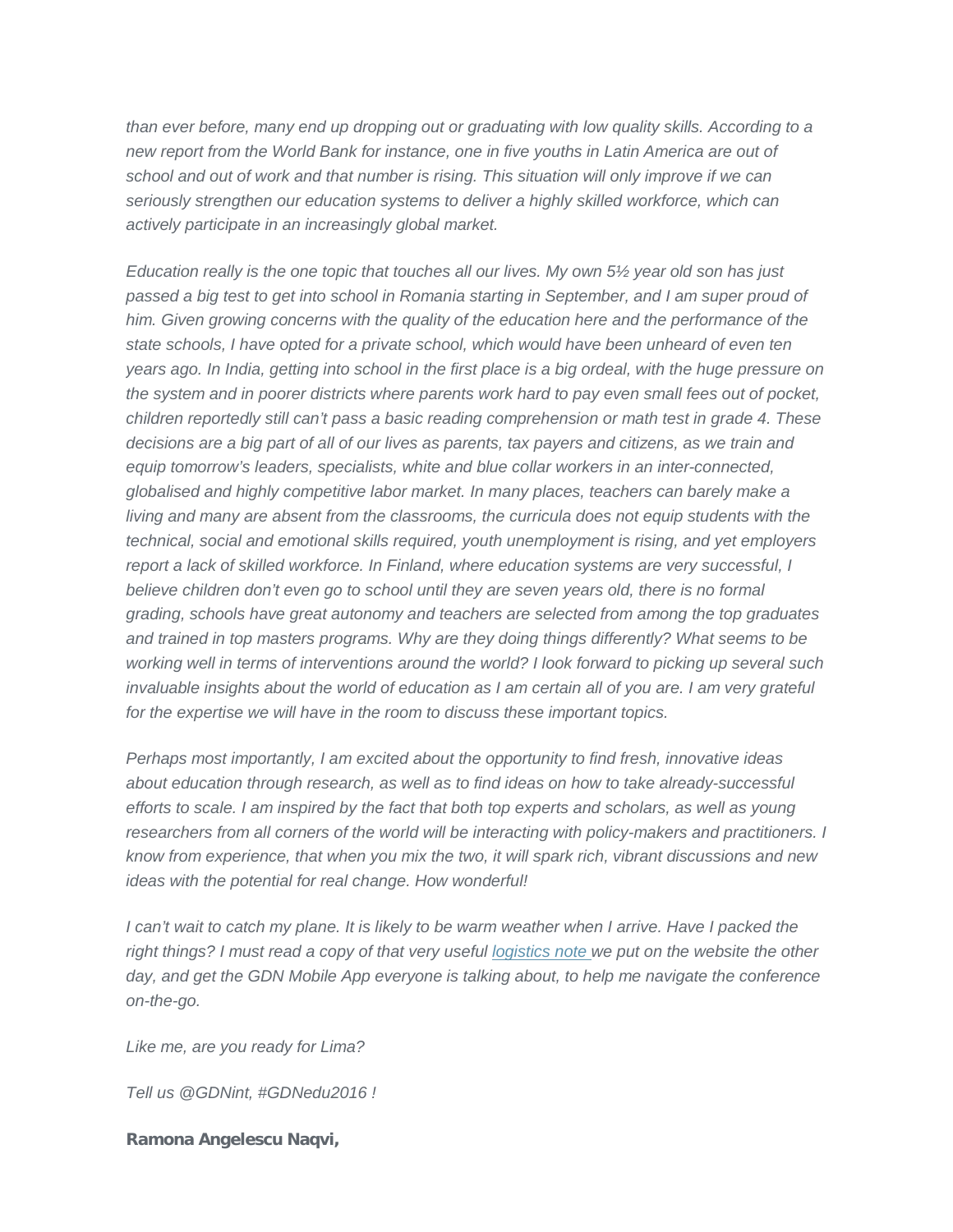*than ever before, many end up dropping out or graduating with low quality skills. According to a new report from the World Bank for instance, one in five youths in Latin America are out of school and out of work and that number is rising. This situation will only improve if we can seriously strengthen our education systems to deliver a highly skilled workforce, which can actively participate in an increasingly global market.*

*Education really is the one topic that touches all our lives. My own 5½ year old son has just passed a big test to get into school in Romania starting in September, and I am super proud of him. Given growing concerns with the quality of the education here and the performance of the state schools, I have opted for a private school, which would have been unheard of even ten years ago. In India, getting into school in the first place is a big ordeal, with the huge pressure on the system and in poorer districts where parents work hard to pay even small fees out of pocket, children reportedly still can't pass a basic reading comprehension or math test in grade 4. These decisions are a big part of all of our lives as parents, tax payers and citizens, as we train and equip tomorrow's leaders, specialists, white and blue collar workers in an inter-connected, globalised and highly competitive labor market. In many places, teachers can barely make a living and many are absent from the classrooms, the curricula does not equip students with the technical, social and emotional skills required, youth unemployment is rising, and yet employers report a lack of skilled workforce. In Finland, where education systems are very successful, I believe children don't even go to school until they are seven years old, there is no formal grading, schools have great autonomy and teachers are selected from among the top graduates and trained in top masters programs. Why are they doing things differently? What seems to be working well in terms of interventions around the world? I look forward to picking up several such invaluable insights about the world of education as I am certain all of you are. I am very grateful for the expertise we will have in the room to discuss these important topics.*

*Perhaps most importantly, I am excited about the opportunity to find fresh, innovative ideas about education through research, as well as to find ideas on how to take already-successful efforts to scale. I am inspired by the fact that both top experts and scholars, as well as young researchers from all corners of the world will be interacting with policy-makers and practitioners. I know from experience, that when you mix the two, it will spark rich, vibrant discussions and new ideas with the potential for real change. How wonderful!*

*I can't wait to catch my plane. It is likely to be warm weather when I arrive. Have I packed the right things? I must read a copy of that very useful logistics note we put on the website the other day, and get the GDN Mobile App everyone is talking about, to help me navigate the conference on-the-go.*

*Like me, are you ready for Lima?*

*Tell us @GDNint, #GDNedu2016 !*

**Ramona Angelescu Naqvi,**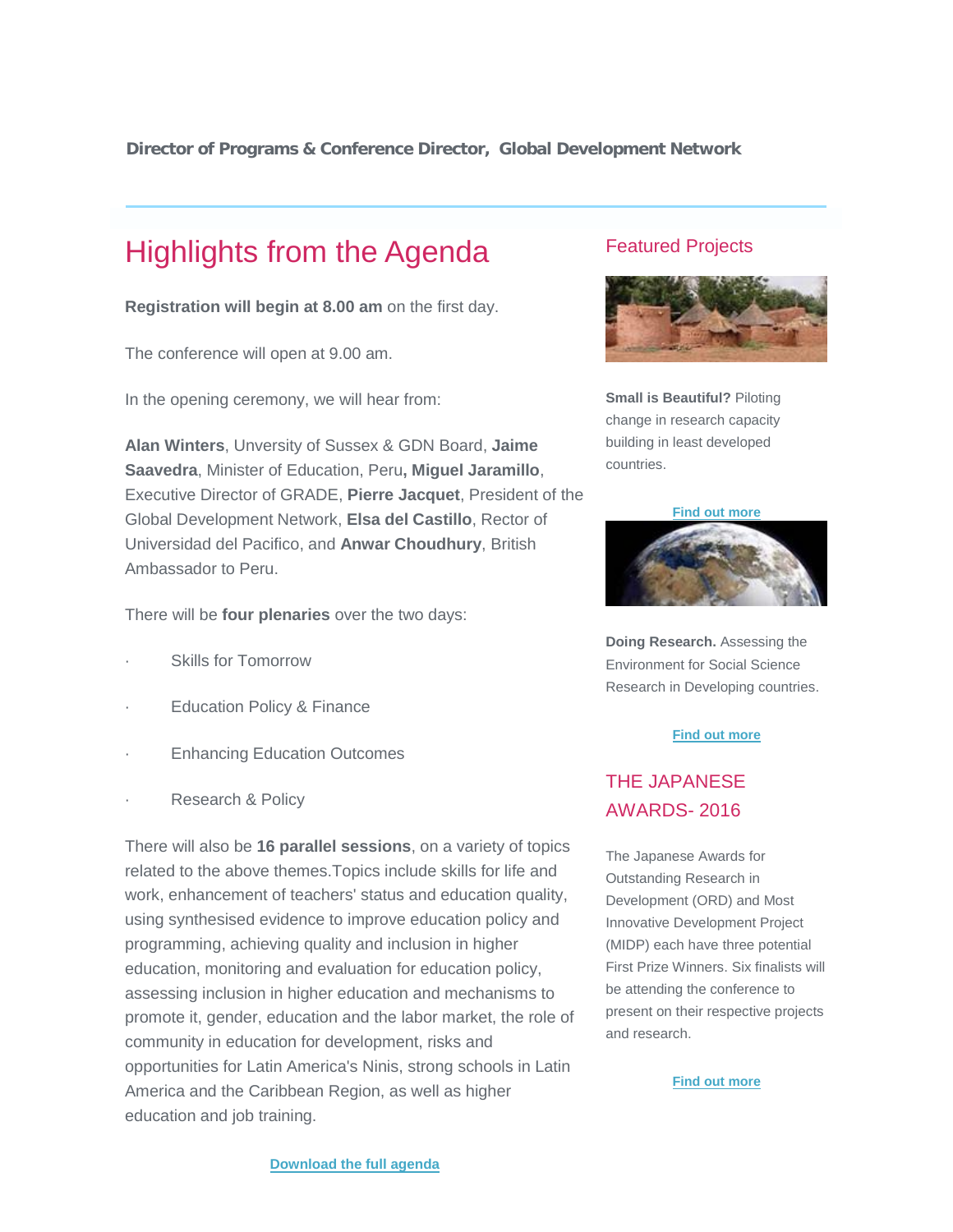**Director of Programs & Conference Director, Global Development Network**

# Highlights from the Agenda

**Registration will begin at 8.00 am** on the first day.

The conference will open at 9.00 am.

In the opening ceremony, we will hear from:

**Alan Winters**, Unversity of Sussex & GDN Board, **Jaime Saavedra**, Minister of Education, Peru**, Miguel Jaramillo**, Executive Director of GRADE, **Pierre Jacquet**, President of the Global Development Network, **Elsa del Castillo**, Rector of Universidad del Pacifico, and **Anwar Choudhury**, British Ambassador to Peru.

There will be **four plenaries** over the two days:

- Skills for Tomorrow
- Education Policy & Finance
- Enhancing Education Outcomes
- Research & Policy

There will also be **16 parallel sessions**, on a variety of topics related to the above themes.Topics include skills for life and work, enhancement of teachers' status and education quality, using synthesised evidence to improve education policy and programming, achieving quality and inclusion in higher education, monitoring and evaluation for education policy, assessing inclusion in higher education and mechanisms to promote it, gender, education and the labor market, the role of community in education for development, risks and opportunities for Latin America's Ninis, strong schools in Latin America and the Caribbean Region, as well as higher education and job training.

**Download the full agenda**

## Featured Projects

**Small is Beautiful?** Piloting change in research capacity building in least developed countries.

**Find out more**

**Doing Research.** Assessing the Environment for Social Science Research in Developing countries.

**Find out more**

## THE JAPANESE AWARDS- 2016

The Japanese Awards for Outstanding Research in Development (ORD) and Most Innovative Development Project (MIDP) each have three potential First Prize Winners. Six finalists will be attending the conference to present on their respective projects and research.

**Find out more**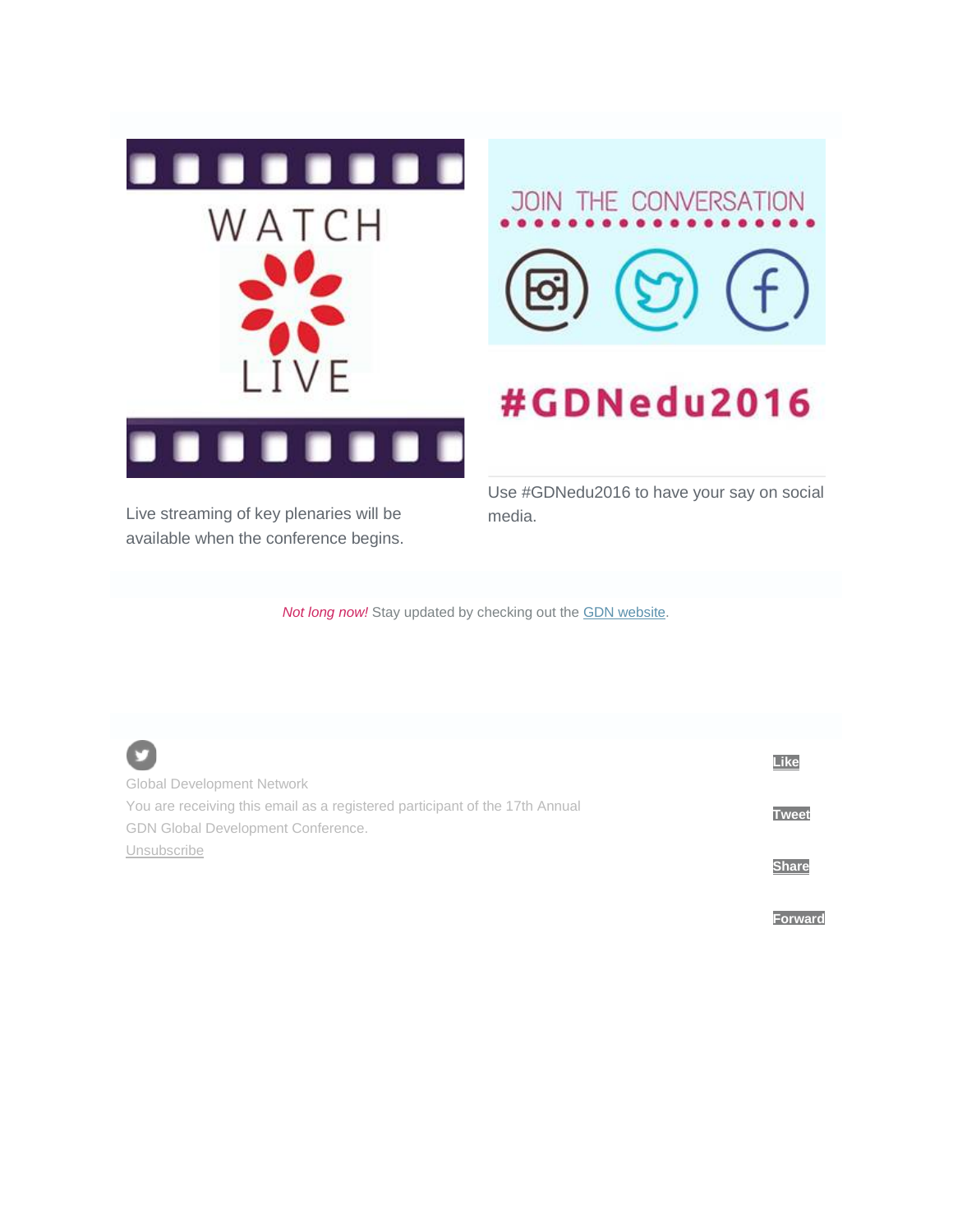Live streaming of key plenaries will be available when the conference begins.

Use #GDNedu2016 to have your say on social media.

*Not long now!* Stay updated by checking out the [GDN website](#).

Global Development Network

You are receiving this email as a registered participant of the 17th Annual GDN Global Development Conference.

[Unsubscribe](#)

**Like**

**Tweet**

**Share**

**Forward**